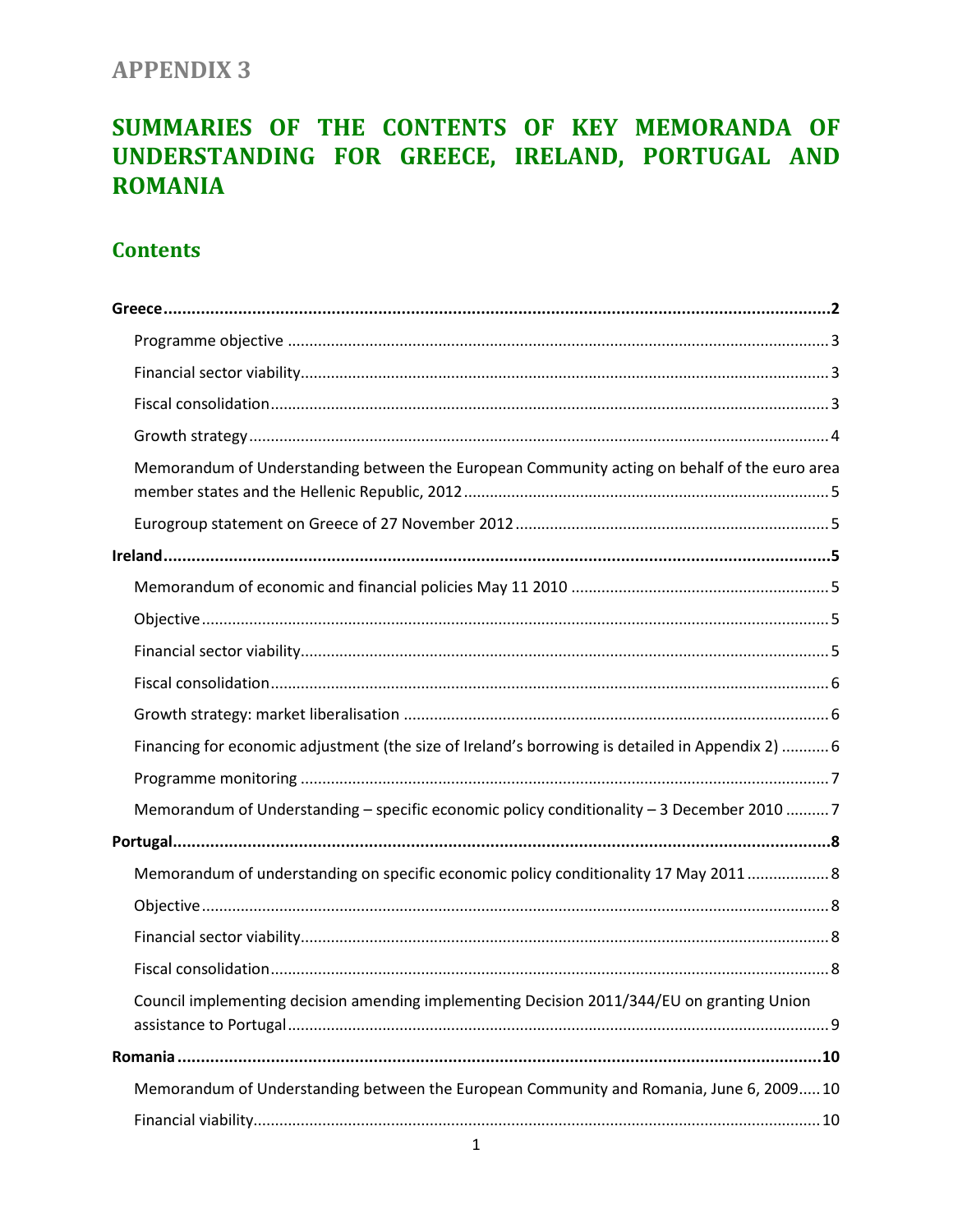# APPENDIX 3

# SUMMARIES OF THE CONTENTS OF KEY MEMORANDA OF UNDERSTANDING FOR GREECE, IRELAND, PORTUGAL AND ROMANIA

## Contents

**Greece** .......... **2**

- Programme objective .......... 3
- Financial sector viability .......... 3
- Fiscal consolidation .......... 3
- Growth strategy .......... 4
- Memorandum of Understanding between the European Community acting on behalf of the euro area member states and the Hellenic Republic, 2012 .......... 5
- Eurogroup statement on Greece of 27 November 2012 .......... 5

**Ireland** .......... **5**

- Memorandum of economic and financial policies May 11 2010 .......... 5
- Objective .......... 5
- Financial sector viability .......... 5
- Fiscal consolidation .......... 6
- Growth strategy: market liberalisation .......... 6
- Financing for economic adjustment (the size of Ireland's borrowing is detailed in Appendix 2) .......... 6
- Programme monitoring .......... 7
- Memorandum of Understanding – specific economic policy conditionality – 3 December 2010 .......... 7

**Portugal** .......... **8**

- Memorandum of understanding on specific economic policy conditionality 17 May 2011 .......... 8
- Objective .......... 8
- Financial sector viability .......... 8
- Fiscal consolidation .......... 8
- Council implementing decision amending implementing Decision 2011/344/EU on granting Union assistance to Portugal .......... 9

**Romania** .......... **10**

- Memorandum of Understanding between the European Community and Romania, June 6, 2009 .......... 10
- Financial viability .......... 10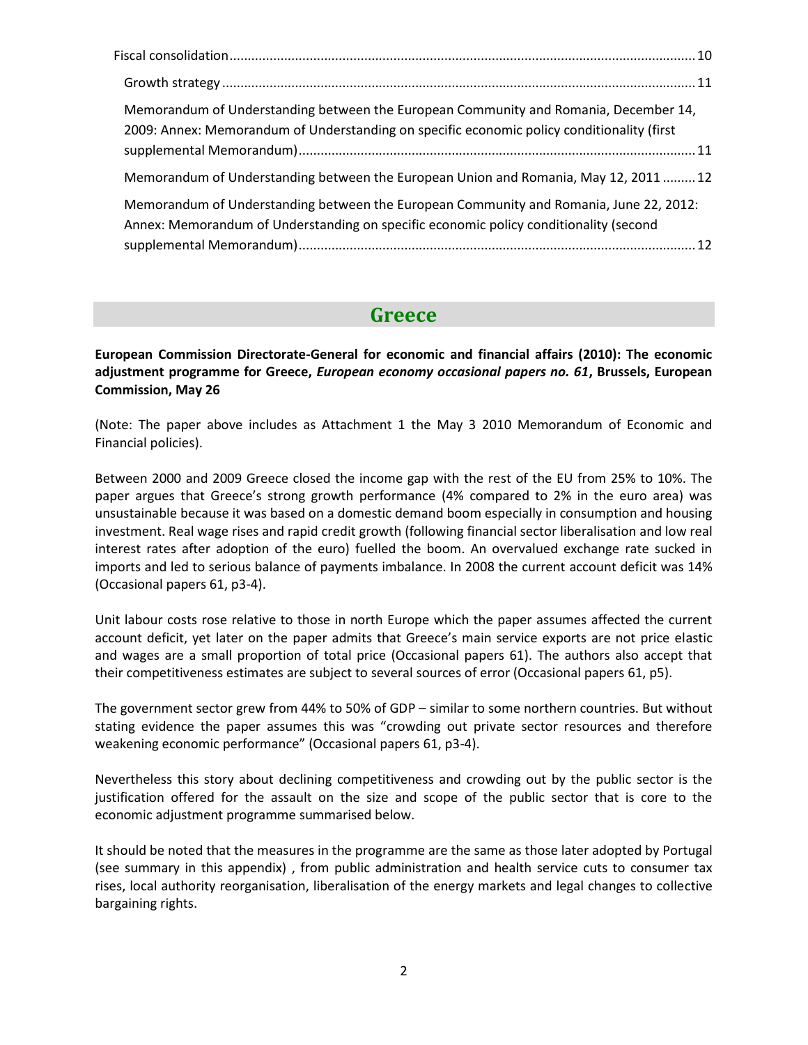Fiscal consolidation ............................................................................................................................. 10

Growth strategy ................................................................................................................................ 11

Memorandum of Understanding between the European Community and Romania, December 14, 2009: Annex: Memorandum of Understanding on specific economic policy conditionality (first supplemental Memorandum) ............................................................................................................ 11

Memorandum of Understanding between the European Union and Romania, May 12, 2011 ......... 12

Memorandum of Understanding between the European Community and Romania, June 22, 2012: Annex: Memorandum of Understanding on specific economic policy conditionality (second supplemental Memorandum) ............................................................................................................ 12

# Greece

**European Commission Directorate-General for economic and financial affairs (2010): The economic adjustment programme for Greece, *European economy occasional papers no. 61*, Brussels, European Commission, May 26**

(Note: The paper above includes as Attachment 1 the May 3 2010 Memorandum of Economic and Financial policies).

Between 2000 and 2009 Greece closed the income gap with the rest of the EU from 25% to 10%. The paper argues that Greece's strong growth performance (4% compared to 2% in the euro area) was unsustainable because it was based on a domestic demand boom especially in consumption and housing investment. Real wage rises and rapid credit growth (following financial sector liberalisation and low real interest rates after adoption of the euro) fuelled the boom. An overvalued exchange rate sucked in imports and led to serious balance of payments imbalance. In 2008 the current account deficit was 14% (Occasional papers 61, p3-4).

Unit labour costs rose relative to those in north Europe which the paper assumes affected the current account deficit, yet later on the paper admits that Greece's main service exports are not price elastic and wages are a small proportion of total price (Occasional papers 61). The authors also accept that their competitiveness estimates are subject to several sources of error (Occasional papers 61, p5).

The government sector grew from 44% to 50% of GDP – similar to some northern countries. But without stating evidence the paper assumes this was "crowding out private sector resources and therefore weakening economic performance" (Occasional papers 61, p3-4).

Nevertheless this story about declining competitiveness and crowding out by the public sector is the justification offered for the assault on the size and scope of the public sector that is core to the economic adjustment programme summarised below.

It should be noted that the measures in the programme are the same as those later adopted by Portugal (see summary in this appendix) , from public administration and health service cuts to consumer tax rises, local authority reorganisation, liberalisation of the energy markets and legal changes to collective bargaining rights.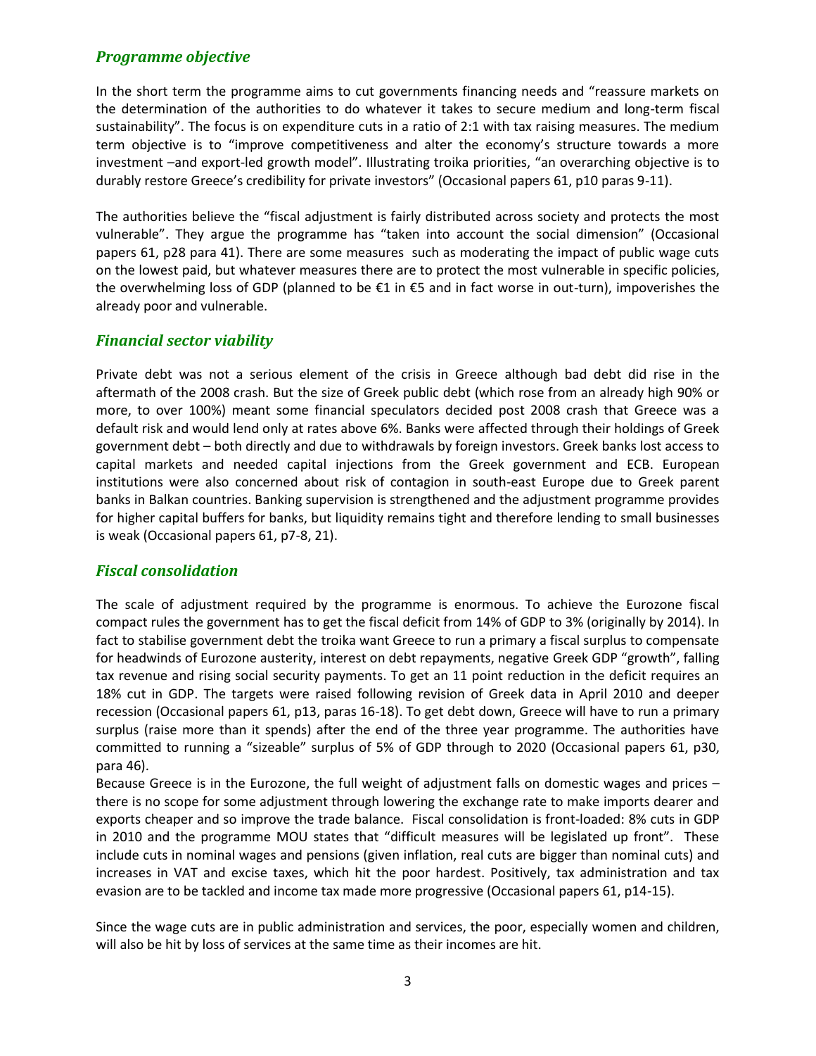### *Programme objective*

In the short term the programme aims to cut governments financing needs and "reassure markets on the determination of the authorities to do whatever it takes to secure medium and long-term fiscal sustainability". The focus is on expenditure cuts in a ratio of 2:1 with tax raising measures. The medium term objective is to "improve competitiveness and alter the economy's structure towards a more investment –and export-led growth model". Illustrating troika priorities, "an overarching objective is to durably restore Greece's credibility for private investors" (Occasional papers 61, p10 paras 9-11).

The authorities believe the "fiscal adjustment is fairly distributed across society and protects the most vulnerable". They argue the programme has "taken into account the social dimension" (Occasional papers 61, p28 para 41). There are some measures such as moderating the impact of public wage cuts on the lowest paid, but whatever measures there are to protect the most vulnerable in specific policies, the overwhelming loss of GDP (planned to be €1 in €5 and in fact worse in out-turn), impoverishes the already poor and vulnerable.

### *Financial sector viability*

Private debt was not a serious element of the crisis in Greece although bad debt did rise in the aftermath of the 2008 crash. But the size of Greek public debt (which rose from an already high 90% or more, to over 100%) meant some financial speculators decided post 2008 crash that Greece was a default risk and would lend only at rates above 6%. Banks were affected through their holdings of Greek government debt – both directly and due to withdrawals by foreign investors. Greek banks lost access to capital markets and needed capital injections from the Greek government and ECB. European institutions were also concerned about risk of contagion in south-east Europe due to Greek parent banks in Balkan countries. Banking supervision is strengthened and the adjustment programme provides for higher capital buffers for banks, but liquidity remains tight and therefore lending to small businesses is weak (Occasional papers 61, p7-8, 21).

### *Fiscal consolidation*

The scale of adjustment required by the programme is enormous. To achieve the Eurozone fiscal compact rules the government has to get the fiscal deficit from 14% of GDP to 3% (originally by 2014). In fact to stabilise government debt the troika want Greece to run a primary a fiscal surplus to compensate for headwinds of Eurozone austerity, interest on debt repayments, negative Greek GDP "growth", falling tax revenue and rising social security payments. To get an 11 point reduction in the deficit requires an 18% cut in GDP. The targets were raised following revision of Greek data in April 2010 and deeper recession (Occasional papers 61, p13, paras 16-18). To get debt down, Greece will have to run a primary surplus (raise more than it spends) after the end of the three year programme. The authorities have committed to running a "sizeable" surplus of 5% of GDP through to 2020 (Occasional papers 61, p30, para 46).

Because Greece is in the Eurozone, the full weight of adjustment falls on domestic wages and prices – there is no scope for some adjustment through lowering the exchange rate to make imports dearer and exports cheaper and so improve the trade balance. Fiscal consolidation is front-loaded: 8% cuts in GDP in 2010 and the programme MOU states that "difficult measures will be legislated up front". These include cuts in nominal wages and pensions (given inflation, real cuts are bigger than nominal cuts) and increases in VAT and excise taxes, which hit the poor hardest. Positively, tax administration and tax evasion are to be tackled and income tax made more progressive (Occasional papers 61, p14-15).

Since the wage cuts are in public administration and services, the poor, especially women and children, will also be hit by loss of services at the same time as their incomes are hit.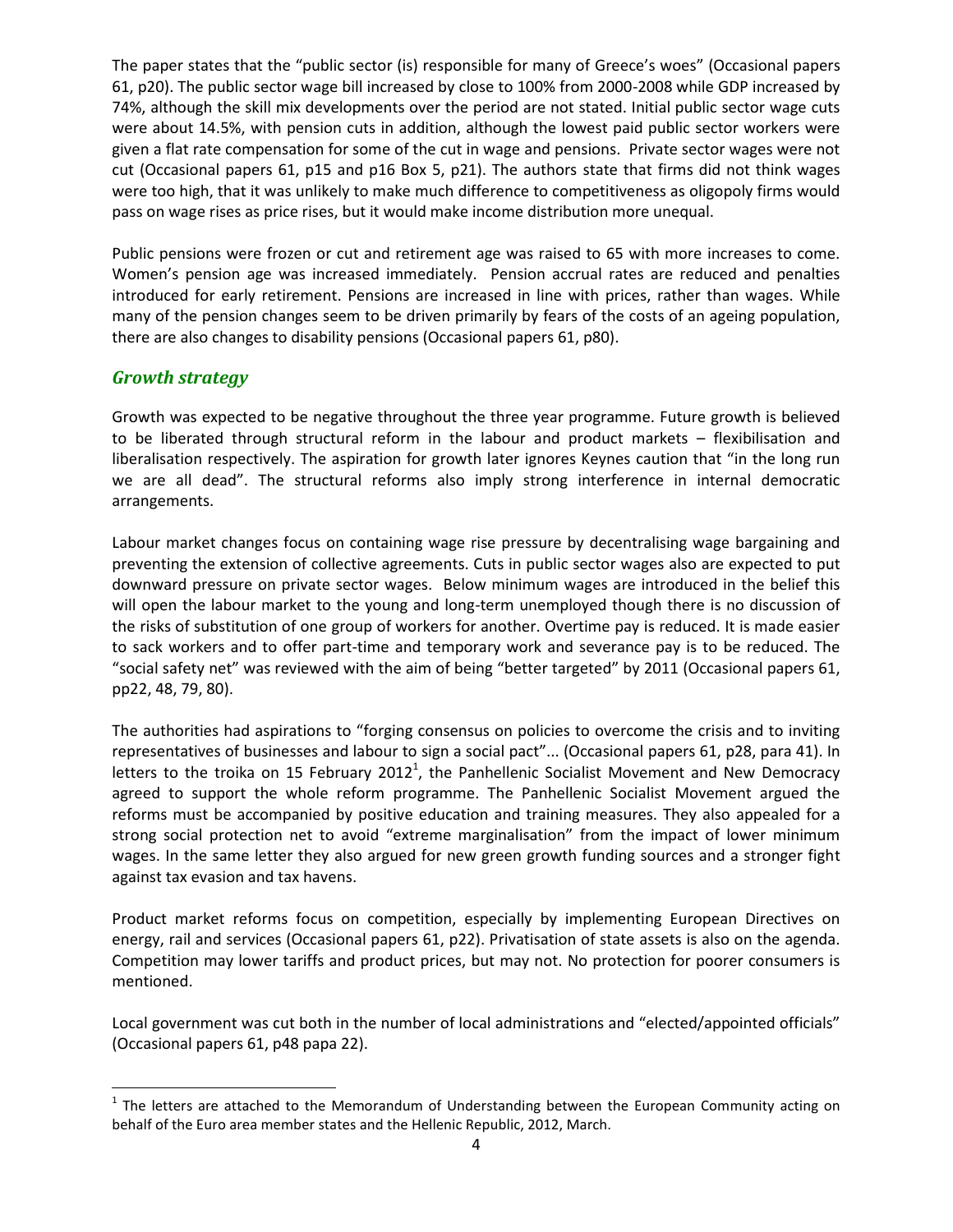The paper states that the "public sector (is) responsible for many of Greece's woes" (Occasional papers 61, p20). The public sector wage bill increased by close to 100% from 2000-2008 while GDP increased by 74%, although the skill mix developments over the period are not stated. Initial public sector wage cuts were about 14.5%, with pension cuts in addition, although the lowest paid public sector workers were given a flat rate compensation for some of the cut in wage and pensions. Private sector wages were not cut (Occasional papers 61, p15 and p16 Box 5, p21). The authors state that firms did not think wages were too high, that it was unlikely to make much difference to competitiveness as oligopoly firms would pass on wage rises as price rises, but it would make income distribution more unequal.

Public pensions were frozen or cut and retirement age was raised to 65 with more increases to come. Women's pension age was increased immediately. Pension accrual rates are reduced and penalties introduced for early retirement. Pensions are increased in line with prices, rather than wages. While many of the pension changes seem to be driven primarily by fears of the costs of an ageing population, there are also changes to disability pensions (Occasional papers 61, p80).

## *Growth strategy*

Growth was expected to be negative throughout the three year programme. Future growth is believed to be liberated through structural reform in the labour and product markets – flexibilisation and liberalisation respectively. The aspiration for growth later ignores Keynes caution that "in the long run we are all dead". The structural reforms also imply strong interference in internal democratic arrangements.

Labour market changes focus on containing wage rise pressure by decentralising wage bargaining and preventing the extension of collective agreements. Cuts in public sector wages also are expected to put downward pressure on private sector wages. Below minimum wages are introduced in the belief this will open the labour market to the young and long-term unemployed though there is no discussion of the risks of substitution of one group of workers for another. Overtime pay is reduced. It is made easier to sack workers and to offer part-time and temporary work and severance pay is to be reduced. The "social safety net" was reviewed with the aim of being "better targeted" by 2011 (Occasional papers 61, pp22, 48, 79, 80).

The authorities had aspirations to "forging consensus on policies to overcome the crisis and to inviting representatives of businesses and labour to sign a social pact"... (Occasional papers 61, p28, para 41). In letters to the troika on 15 February 2012[1], the Panhellenic Socialist Movement and New Democracy agreed to support the whole reform programme. The Panhellenic Socialist Movement argued the reforms must be accompanied by positive education and training measures. They also appealed for a strong social protection net to avoid "extreme marginalisation" from the impact of lower minimum wages. In the same letter they also argued for new green growth funding sources and a stronger fight against tax evasion and tax havens.

Product market reforms focus on competition, especially by implementing European Directives on energy, rail and services (Occasional papers 61, p22). Privatisation of state assets is also on the agenda. Competition may lower tariffs and product prices, but may not. No protection for poorer consumers is mentioned.

Local government was cut both in the number of local administrations and "elected/appointed officials" (Occasional papers 61, p48 papa 22).

[1] The letters are attached to the Memorandum of Understanding between the European Community acting on behalf of the Euro area member states and the Hellenic Republic, 2012, March.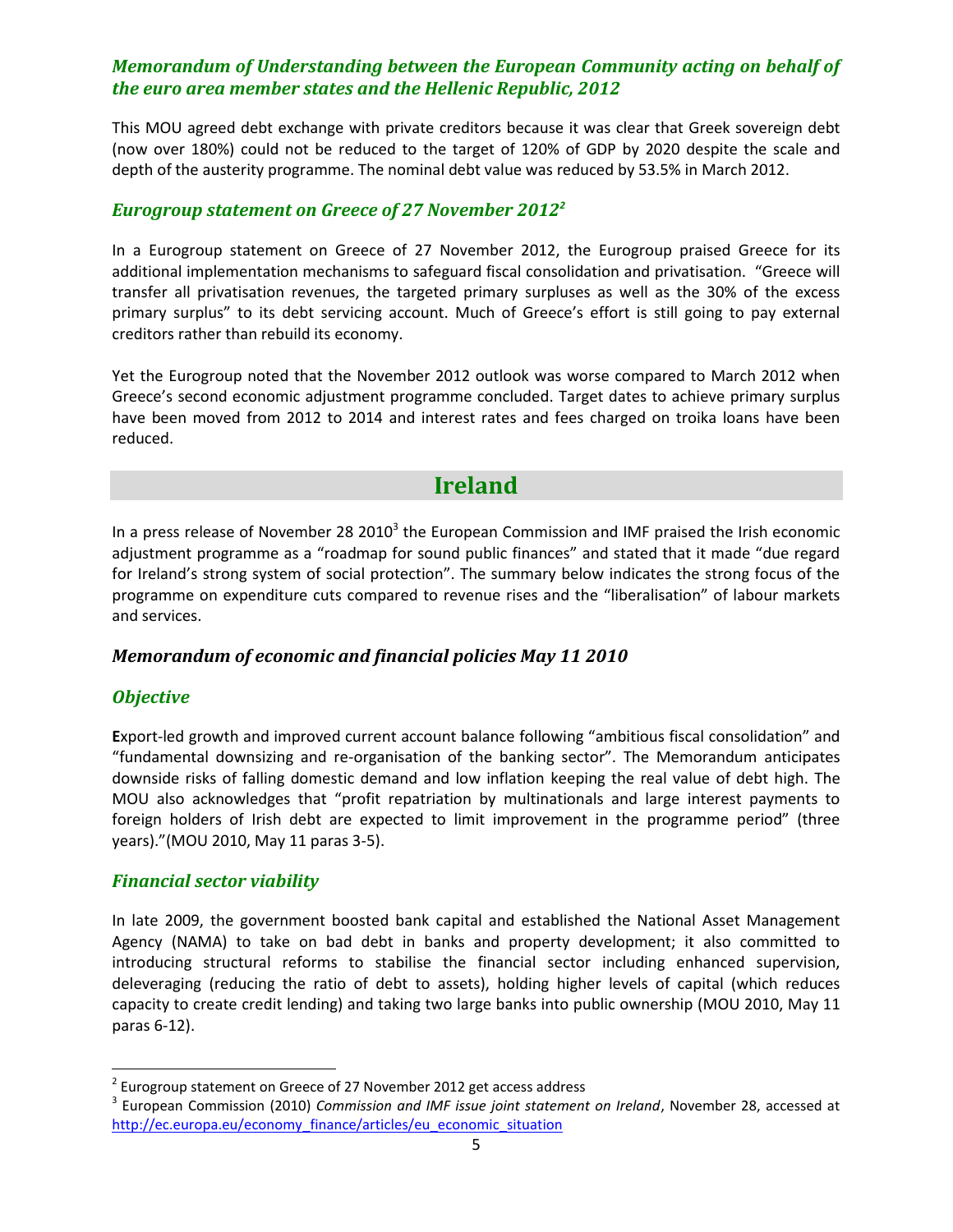### *Memorandum of Understanding between the European Community acting on behalf of the euro area member states and the Hellenic Republic, 2012*

This MOU agreed debt exchange with private creditors because it was clear that Greek sovereign debt (now over 180%) could not be reduced to the target of 120% of GDP by 2020 despite the scale and depth of the austerity programme. The nominal debt value was reduced by 53.5% in March 2012.

### *Eurogroup statement on Greece of 27 November 2012*[2]

In a Eurogroup statement on Greece of 27 November 2012, the Eurogroup praised Greece for its additional implementation mechanisms to safeguard fiscal consolidation and privatisation. "Greece will transfer all privatisation revenues, the targeted primary surpluses as well as the 30% of the excess primary surplus" to its debt servicing account. Much of Greece's effort is still going to pay external creditors rather than rebuild its economy.

Yet the Eurogroup noted that the November 2012 outlook was worse compared to March 2012 when Greece's second economic adjustment programme concluded. Target dates to achieve primary surplus have been moved from 2012 to 2014 and interest rates and fees charged on troika loans have been reduced.

## Ireland

In a press release of November 28 2010[3] the European Commission and IMF praised the Irish economic adjustment programme as a "roadmap for sound public finances" and stated that it made "due regard for Ireland's strong system of social protection". The summary below indicates the strong focus of the programme on expenditure cuts compared to revenue rises and the "liberalisation" of labour markets and services.

### *Memorandum of economic and financial policies May 11 2010*

### *Objective*

**E**xport-led growth and improved current account balance following "ambitious fiscal consolidation" and "fundamental downsizing and re-organisation of the banking sector". The Memorandum anticipates downside risks of falling domestic demand and low inflation keeping the real value of debt high. The MOU also acknowledges that "profit repatriation by multinationals and large interest payments to foreign holders of Irish debt are expected to limit improvement in the programme period" (three years)."(MOU 2010, May 11 paras 3-5).

### *Financial sector viability*

In late 2009, the government boosted bank capital and established the National Asset Management Agency (NAMA) to take on bad debt in banks and property development; it also committed to introducing structural reforms to stabilise the financial sector including enhanced supervision, deleveraging (reducing the ratio of debt to assets), holding higher levels of capital (which reduces capacity to create credit lending) and taking two large banks into public ownership (MOU 2010, May 11 paras 6-12).

---

[2] Eurogroup statement on Greece of 27 November 2012 get access address

[3] European Commission (2010) *Commission and IMF issue joint statement on Ireland*, November 28, accessed at http://ec.europa.eu/economy_finance/articles/eu_economic_situation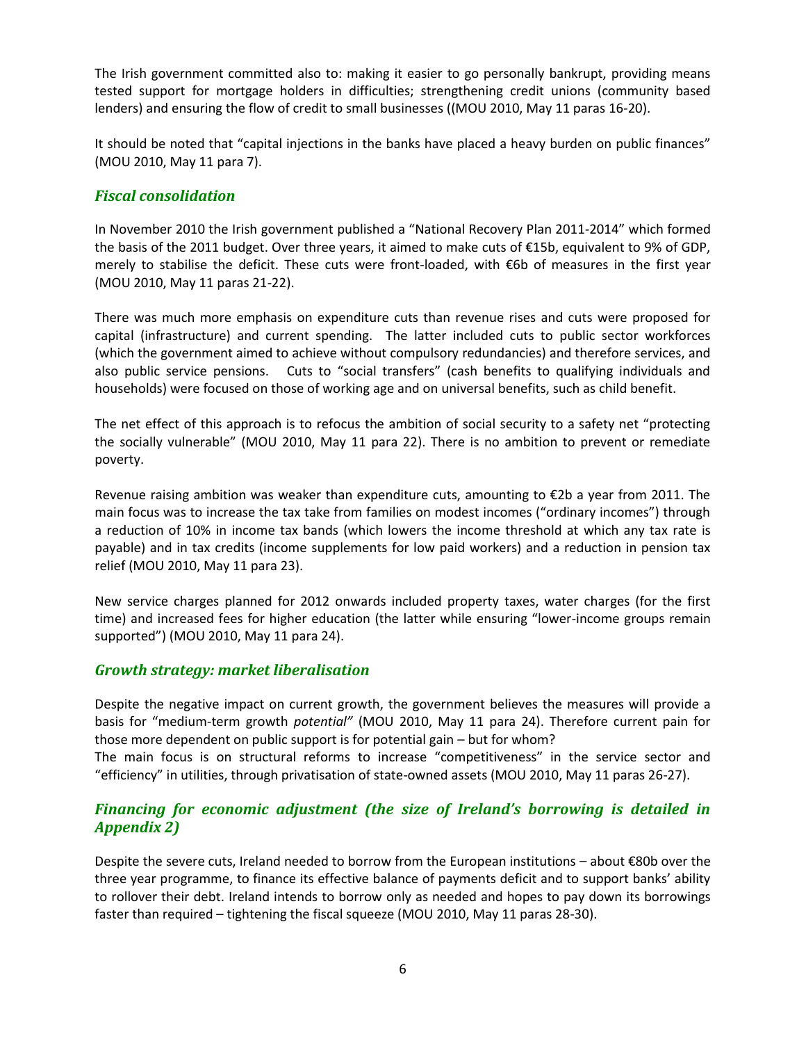The Irish government committed also to: making it easier to go personally bankrupt, providing means tested support for mortgage holders in difficulties; strengthening credit unions (community based lenders) and ensuring the flow of credit to small businesses ((MOU 2010, May 11 paras 16-20).

It should be noted that "capital injections in the banks have placed a heavy burden on public finances" (MOU 2010, May 11 para 7).

### *Fiscal consolidation*

In November 2010 the Irish government published a "National Recovery Plan 2011-2014" which formed the basis of the 2011 budget. Over three years, it aimed to make cuts of €15b, equivalent to 9% of GDP, merely to stabilise the deficit. These cuts were front-loaded, with €6b of measures in the first year (MOU 2010, May 11 paras 21-22).

There was much more emphasis on expenditure cuts than revenue rises and cuts were proposed for capital (infrastructure) and current spending. The latter included cuts to public sector workforces (which the government aimed to achieve without compulsory redundancies) and therefore services, and also public service pensions. Cuts to "social transfers" (cash benefits to qualifying individuals and households) were focused on those of working age and on universal benefits, such as child benefit.

The net effect of this approach is to refocus the ambition of social security to a safety net "protecting the socially vulnerable" (MOU 2010, May 11 para 22). There is no ambition to prevent or remediate poverty.

Revenue raising ambition was weaker than expenditure cuts, amounting to €2b a year from 2011. The main focus was to increase the tax take from families on modest incomes ("ordinary incomes") through a reduction of 10% in income tax bands (which lowers the income threshold at which any tax rate is payable) and in tax credits (income supplements for low paid workers) and a reduction in pension tax relief (MOU 2010, May 11 para 23).

New service charges planned for 2012 onwards included property taxes, water charges (for the first time) and increased fees for higher education (the latter while ensuring "lower-income groups remain supported") (MOU 2010, May 11 para 24).

### *Growth strategy: market liberalisation*

Despite the negative impact on current growth, the government believes the measures will provide a basis for "medium-term growth *potential"* (MOU 2010, May 11 para 24). Therefore current pain for those more dependent on public support is for potential gain – but for whom?
The main focus is on structural reforms to increase "competitiveness" in the service sector and "efficiency" in utilities, through privatisation of state-owned assets (MOU 2010, May 11 paras 26-27).

### *Financing for economic adjustment (the size of Ireland's borrowing is detailed in Appendix 2)*

Despite the severe cuts, Ireland needed to borrow from the European institutions – about €80b over the three year programme, to finance its effective balance of payments deficit and to support banks' ability to rollover their debt. Ireland intends to borrow only as needed and hopes to pay down its borrowings faster than required – tightening the fiscal squeeze (MOU 2010, May 11 paras 28-30).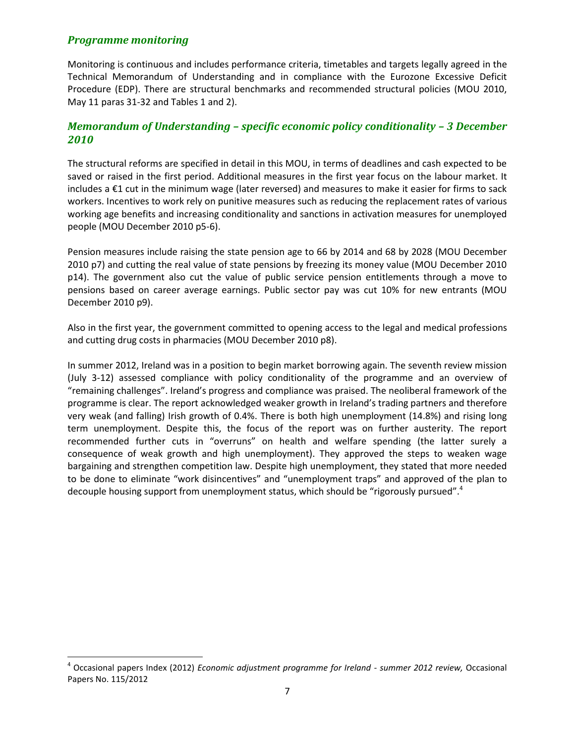## *Programme monitoring*

Monitoring is continuous and includes performance criteria, timetables and targets legally agreed in the Technical Memorandum of Understanding and in compliance with the Eurozone Excessive Deficit Procedure (EDP). There are structural benchmarks and recommended structural policies (MOU 2010, May 11 paras 31-32 and Tables 1 and 2).

## *Memorandum of Understanding – specific economic policy conditionality – 3 December 2010*

The structural reforms are specified in detail in this MOU, in terms of deadlines and cash expected to be saved or raised in the first period. Additional measures in the first year focus on the labour market. It includes a €1 cut in the minimum wage (later reversed) and measures to make it easier for firms to sack workers. Incentives to work rely on punitive measures such as reducing the replacement rates of various working age benefits and increasing conditionality and sanctions in activation measures for unemployed people (MOU December 2010 p5-6).

Pension measures include raising the state pension age to 66 by 2014 and 68 by 2028 (MOU December 2010 p7) and cutting the real value of state pensions by freezing its money value (MOU December 2010 p14). The government also cut the value of public service pension entitlements through a move to pensions based on career average earnings. Public sector pay was cut 10% for new entrants (MOU December 2010 p9).

Also in the first year, the government committed to opening access to the legal and medical professions and cutting drug costs in pharmacies (MOU December 2010 p8).

In summer 2012, Ireland was in a position to begin market borrowing again. The seventh review mission (July 3-12) assessed compliance with policy conditionality of the programme and an overview of "remaining challenges". Ireland's progress and compliance was praised. The neoliberal framework of the programme is clear. The report acknowledged weaker growth in Ireland's trading partners and therefore very weak (and falling) Irish growth of 0.4%. There is both high unemployment (14.8%) and rising long term unemployment. Despite this, the focus of the report was on further austerity. The report recommended further cuts in "overruns" on health and welfare spending (the latter surely a consequence of weak growth and high unemployment). They approved the steps to weaken wage bargaining and strengthen competition law. Despite high unemployment, they stated that more needed to be done to eliminate "work disincentives" and "unemployment traps" and approved of the plan to decouple housing support from unemployment status, which should be "rigorously pursued".[4]

---

[4] Occasional papers Index (2012) *Economic adjustment programme for Ireland - summer 2012 review,* Occasional Papers No. 115/2012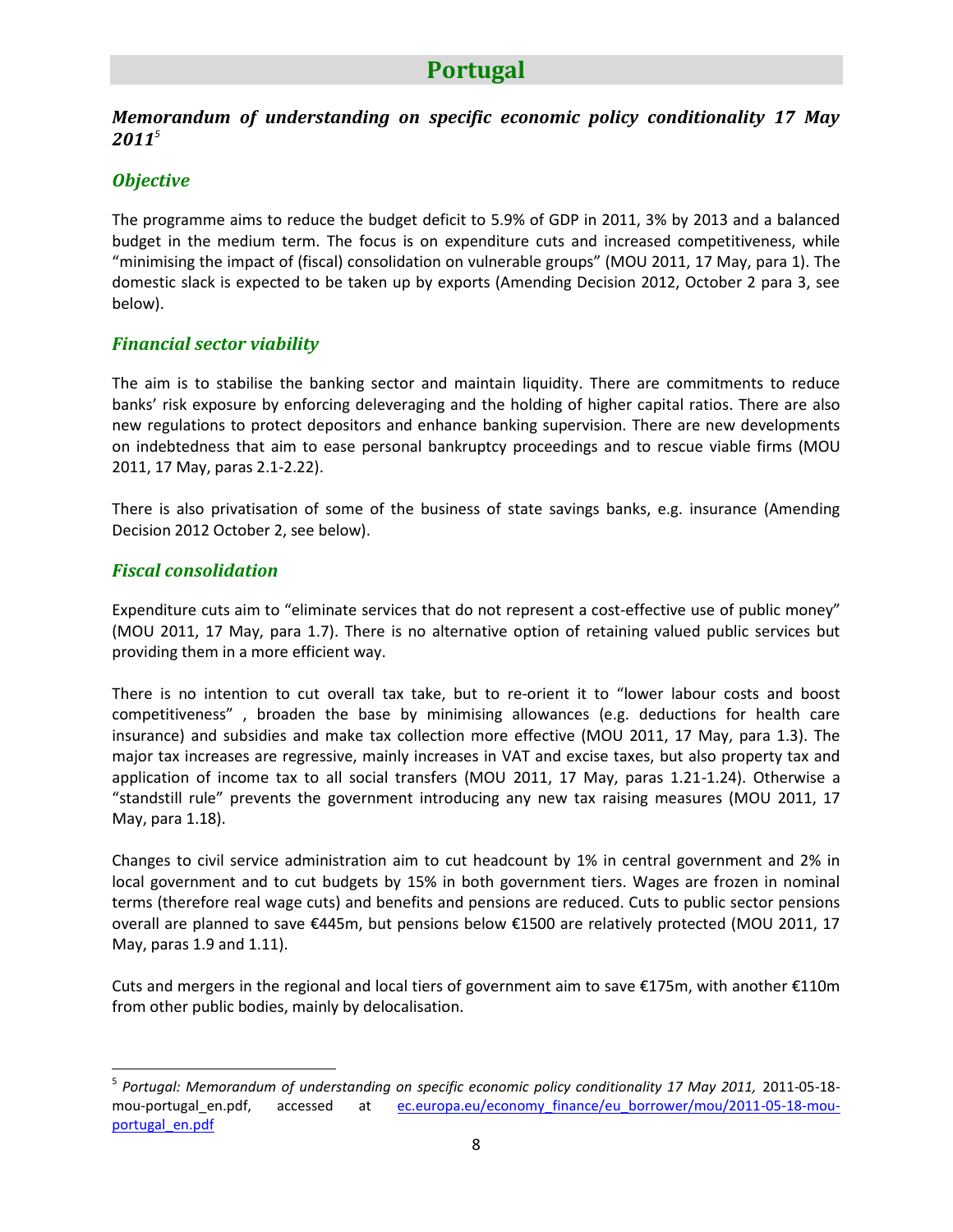# Portugal

### *Memorandum of understanding on specific economic policy conditionality 17 May 2011*[5]

### *Objective*

The programme aims to reduce the budget deficit to 5.9% of GDP in 2011, 3% by 2013 and a balanced budget in the medium term. The focus is on expenditure cuts and increased competitiveness, while "minimising the impact of (fiscal) consolidation on vulnerable groups" (MOU 2011, 17 May, para 1). The domestic slack is expected to be taken up by exports (Amending Decision 2012, October 2 para 3, see below).

### *Financial sector viability*

The aim is to stabilise the banking sector and maintain liquidity. There are commitments to reduce banks' risk exposure by enforcing deleveraging and the holding of higher capital ratios. There are also new regulations to protect depositors and enhance banking supervision. There are new developments on indebtedness that aim to ease personal bankruptcy proceedings and to rescue viable firms (MOU 2011, 17 May, paras 2.1-2.22).

There is also privatisation of some of the business of state savings banks, e.g. insurance (Amending Decision 2012 October 2, see below).

### *Fiscal consolidation*

Expenditure cuts aim to "eliminate services that do not represent a cost-effective use of public money" (MOU 2011, 17 May, para 1.7). There is no alternative option of retaining valued public services but providing them in a more efficient way.

There is no intention to cut overall tax take, but to re-orient it to "lower labour costs and boost competitiveness" , broaden the base by minimising allowances (e.g. deductions for health care insurance) and subsidies and make tax collection more effective (MOU 2011, 17 May, para 1.3). The major tax increases are regressive, mainly increases in VAT and excise taxes, but also property tax and application of income tax to all social transfers (MOU 2011, 17 May, paras 1.21-1.24). Otherwise a "standstill rule" prevents the government introducing any new tax raising measures (MOU 2011, 17 May, para 1.18).

Changes to civil service administration aim to cut headcount by 1% in central government and 2% in local government and to cut budgets by 15% in both government tiers. Wages are frozen in nominal terms (therefore real wage cuts) and benefits and pensions are reduced. Cuts to public sector pensions overall are planned to save €445m, but pensions below €1500 are relatively protected (MOU 2011, 17 May, paras 1.9 and 1.11).

Cuts and mergers in the regional and local tiers of government aim to save €175m, with another €110m from other public bodies, mainly by delocalisation.

---

[5] *Portugal: Memorandum of understanding on specific economic policy conditionality 17 May 2011,* 2011-05-18-mou-portugal_en.pdf, accessed at ec.europa.eu/economy_finance/eu_borrower/mou/2011-05-18-mou-portugal_en.pdf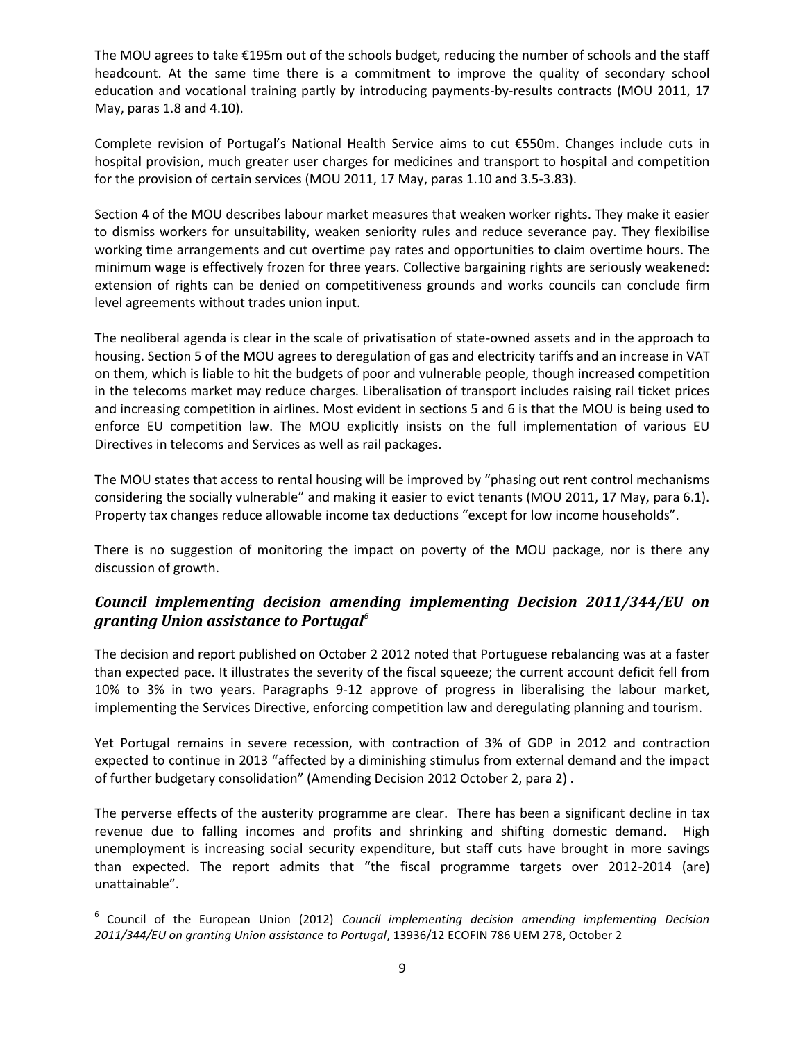The MOU agrees to take €195m out of the schools budget, reducing the number of schools and the staff headcount. At the same time there is a commitment to improve the quality of secondary school education and vocational training partly by introducing payments-by-results contracts (MOU 2011, 17 May, paras 1.8 and 4.10).

Complete revision of Portugal's National Health Service aims to cut €550m. Changes include cuts in hospital provision, much greater user charges for medicines and transport to hospital and competition for the provision of certain services (MOU 2011, 17 May, paras 1.10 and 3.5-3.83).

Section 4 of the MOU describes labour market measures that weaken worker rights. They make it easier to dismiss workers for unsuitability, weaken seniority rules and reduce severance pay. They flexibilise working time arrangements and cut overtime pay rates and opportunities to claim overtime hours. The minimum wage is effectively frozen for three years. Collective bargaining rights are seriously weakened: extension of rights can be denied on competitiveness grounds and works councils can conclude firm level agreements without trades union input.

The neoliberal agenda is clear in the scale of privatisation of state-owned assets and in the approach to housing. Section 5 of the MOU agrees to deregulation of gas and electricity tariffs and an increase in VAT on them, which is liable to hit the budgets of poor and vulnerable people, though increased competition in the telecoms market may reduce charges. Liberalisation of transport includes raising rail ticket prices and increasing competition in airlines. Most evident in sections 5 and 6 is that the MOU is being used to enforce EU competition law. The MOU explicitly insists on the full implementation of various EU Directives in telecoms and Services as well as rail packages.

The MOU states that access to rental housing will be improved by "phasing out rent control mechanisms considering the socially vulnerable" and making it easier to evict tenants (MOU 2011, 17 May, para 6.1). Property tax changes reduce allowable income tax deductions "except for low income households".

There is no suggestion of monitoring the impact on poverty of the MOU package, nor is there any discussion of growth.

## *Council implementing decision amending implementing Decision 2011/344/EU on granting Union assistance to Portugal*[6]

The decision and report published on October 2 2012 noted that Portuguese rebalancing was at a faster than expected pace. It illustrates the severity of the fiscal squeeze; the current account deficit fell from 10% to 3% in two years. Paragraphs 9-12 approve of progress in liberalising the labour market, implementing the Services Directive, enforcing competition law and deregulating planning and tourism.

Yet Portugal remains in severe recession, with contraction of 3% of GDP in 2012 and contraction expected to continue in 2013 "affected by a diminishing stimulus from external demand and the impact of further budgetary consolidation" (Amending Decision 2012 October 2, para 2) .

The perverse effects of the austerity programme are clear. There has been a significant decline in tax revenue due to falling incomes and profits and shrinking and shifting domestic demand. High unemployment is increasing social security expenditure, but staff cuts have brought in more savings than expected. The report admits that "the fiscal programme targets over 2012-2014 (are) unattainable".

---

[6] Council of the European Union (2012) *Council implementing decision amending implementing Decision 2011/344/EU on granting Union assistance to Portugal*, 13936/12 ECOFIN 786 UEM 278, October 2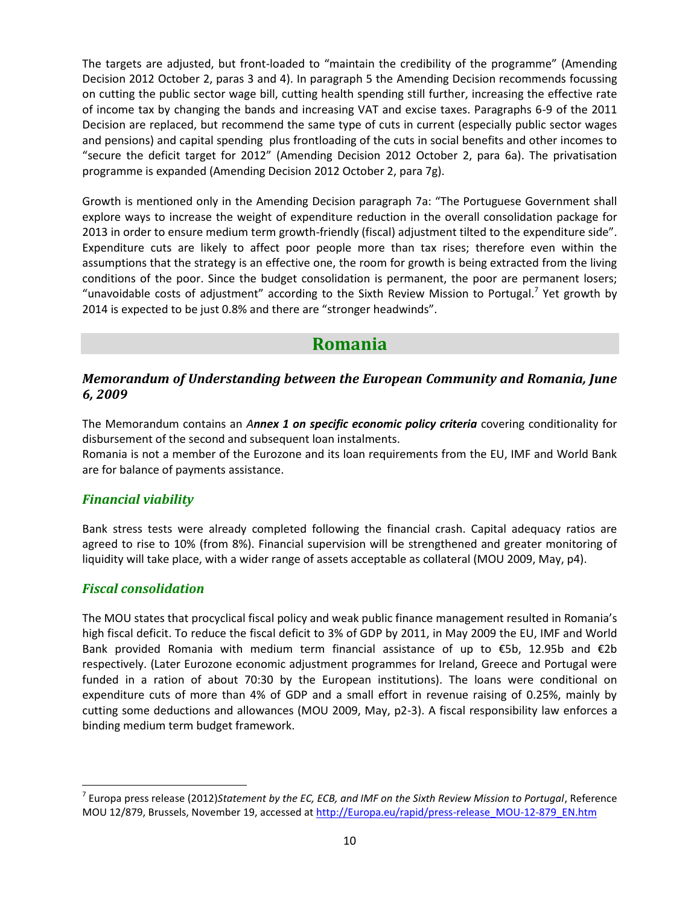The targets are adjusted, but front-loaded to "maintain the credibility of the programme" (Amending Decision 2012 October 2, paras 3 and 4). In paragraph 5 the Amending Decision recommends focussing on cutting the public sector wage bill, cutting health spending still further, increasing the effective rate of income tax by changing the bands and increasing VAT and excise taxes. Paragraphs 6-9 of the 2011 Decision are replaced, but recommend the same type of cuts in current (especially public sector wages and pensions) and capital spending plus frontloading of the cuts in social benefits and other incomes to "secure the deficit target for 2012" (Amending Decision 2012 October 2, para 6a). The privatisation programme is expanded (Amending Decision 2012 October 2, para 7g).

Growth is mentioned only in the Amending Decision paragraph 7a: "The Portuguese Government shall explore ways to increase the weight of expenditure reduction in the overall consolidation package for 2013 in order to ensure medium term growth-friendly (fiscal) adjustment tilted to the expenditure side". Expenditure cuts are likely to affect poor people more than tax rises; therefore even within the assumptions that the strategy is an effective one, the room for growth is being extracted from the living conditions of the poor. Since the budget consolidation is permanent, the poor are permanent losers; "unavoidable costs of adjustment" according to the Sixth Review Mission to Portugal.[7] Yet growth by 2014 is expected to be just 0.8% and there are "stronger headwinds".

## Romania

### *Memorandum of Understanding between the European Community and Romania, June 6, 2009*

The Memorandum contains an ***Annex 1 on specific economic policy criteria*** covering conditionality for disbursement of the second and subsequent loan instalments.
Romania is not a member of the Eurozone and its loan requirements from the EU, IMF and World Bank are for balance of payments assistance.

### *Financial viability*

Bank stress tests were already completed following the financial crash. Capital adequacy ratios are agreed to rise to 10% (from 8%). Financial supervision will be strengthened and greater monitoring of liquidity will take place, with a wider range of assets acceptable as collateral (MOU 2009, May, p4).

### *Fiscal consolidation*

The MOU states that procyclical fiscal policy and weak public finance management resulted in Romania's high fiscal deficit. To reduce the fiscal deficit to 3% of GDP by 2011, in May 2009 the EU, IMF and World Bank provided Romania with medium term financial assistance of up to €5b, 12.95b and €2b respectively. (Later Eurozone economic adjustment programmes for Ireland, Greece and Portugal were funded in a ration of about 70:30 by the European institutions). The loans were conditional on expenditure cuts of more than 4% of GDP and a small effort in revenue raising of 0.25%, mainly by cutting some deductions and allowances (MOU 2009, May, p2-3). A fiscal responsibility law enforces a binding medium term budget framework.

[7] Europa press release (2012)*Statement by the EC, ECB, and IMF on the Sixth Review Mission to Portugal*, Reference MOU 12/879, Brussels, November 19, accessed at http://Europa.eu/rapid/press-release_MOU-12-879_EN.htm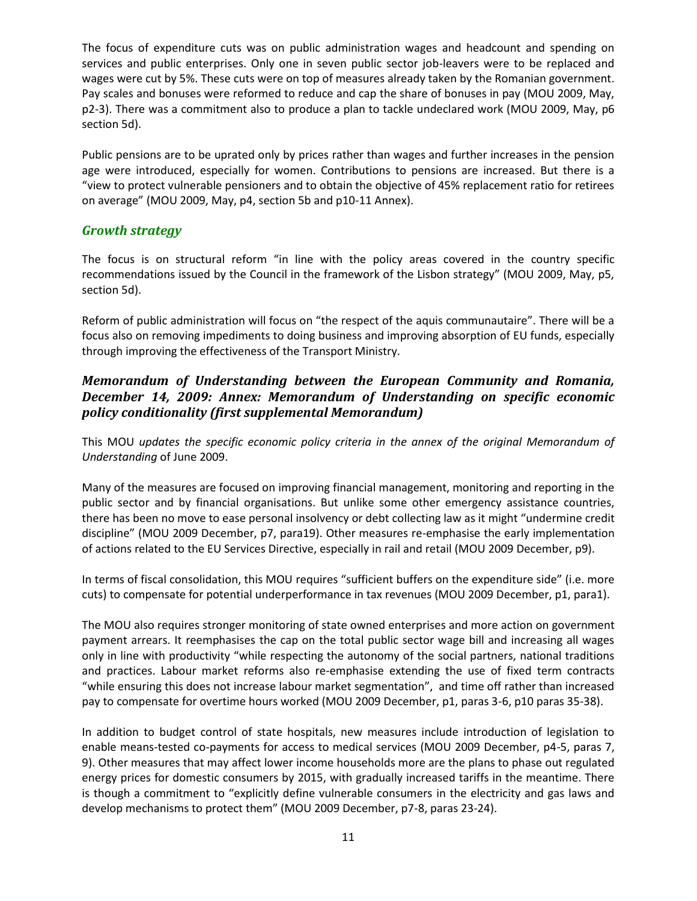The focus of expenditure cuts was on public administration wages and headcount and spending on services and public enterprises. Only one in seven public sector job-leavers were to be replaced and wages were cut by 5%. These cuts were on top of measures already taken by the Romanian government. Pay scales and bonuses were reformed to reduce and cap the share of bonuses in pay (MOU 2009, May, p2-3). There was a commitment also to produce a plan to tackle undeclared work (MOU 2009, May, p6 section 5d).

Public pensions are to be uprated only by prices rather than wages and further increases in the pension age were introduced, especially for women. Contributions to pensions are increased. But there is a "view to protect vulnerable pensioners and to obtain the objective of 45% replacement ratio for retirees on average" (MOU 2009, May, p4, section 5b and p10-11 Annex).

### *Growth strategy*

The focus is on structural reform "in line with the policy areas covered in the country specific recommendations issued by the Council in the framework of the Lisbon strategy" (MOU 2009, May, p5, section 5d).

Reform of public administration will focus on "the respect of the aquis communautaire". There will be a focus also on removing impediments to doing business and improving absorption of EU funds, especially through improving the effectiveness of the Transport Ministry.

### *Memorandum of Understanding between the European Community and Romania, December 14, 2009: Annex: Memorandum of Understanding on specific economic policy conditionality (first supplemental Memorandum)*

This MOU *updates the specific economic policy criteria in the annex of the original Memorandum of Understanding* of June 2009.

Many of the measures are focused on improving financial management, monitoring and reporting in the public sector and by financial organisations. But unlike some other emergency assistance countries, there has been no move to ease personal insolvency or debt collecting law as it might "undermine credit discipline" (MOU 2009 December, p7, para19). Other measures re-emphasise the early implementation of actions related to the EU Services Directive, especially in rail and retail (MOU 2009 December, p9).

In terms of fiscal consolidation, this MOU requires "sufficient buffers on the expenditure side" (i.e. more cuts) to compensate for potential underperformance in tax revenues (MOU 2009 December, p1, para1).

The MOU also requires stronger monitoring of state owned enterprises and more action on government payment arrears. It reemphasises the cap on the total public sector wage bill and increasing all wages only in line with productivity "while respecting the autonomy of the social partners, national traditions and practices. Labour market reforms also re-emphasise extending the use of fixed term contracts "while ensuring this does not increase labour market segmentation", and time off rather than increased pay to compensate for overtime hours worked (MOU 2009 December, p1, paras 3-6, p10 paras 35-38).

In addition to budget control of state hospitals, new measures include introduction of legislation to enable means-tested co-payments for access to medical services (MOU 2009 December, p4-5, paras 7, 9). Other measures that may affect lower income households more are the plans to phase out regulated energy prices for domestic consumers by 2015, with gradually increased tariffs in the meantime. There is though a commitment to "explicitly define vulnerable consumers in the electricity and gas laws and develop mechanisms to protect them" (MOU 2009 December, p7-8, paras 23-24).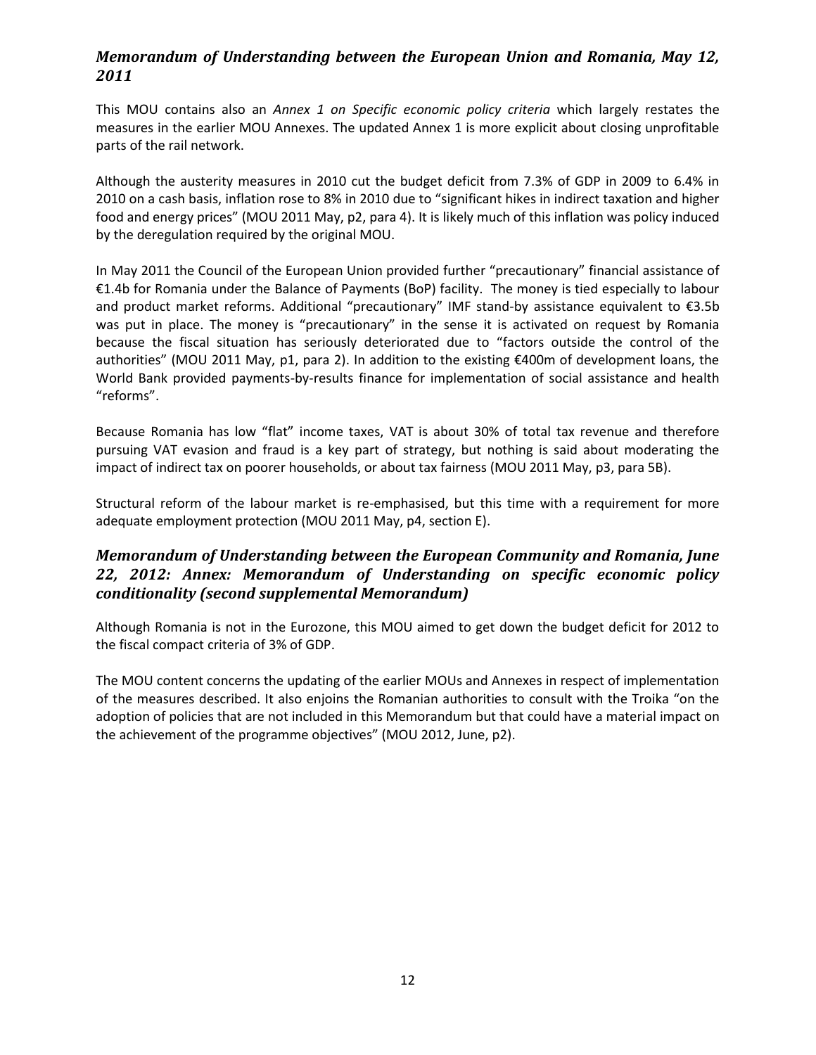### *Memorandum of Understanding between the European Union and Romania, May 12, 2011*

This MOU contains also an *Annex 1 on Specific economic policy criteria* which largely restates the measures in the earlier MOU Annexes. The updated Annex 1 is more explicit about closing unprofitable parts of the rail network.

Although the austerity measures in 2010 cut the budget deficit from 7.3% of GDP in 2009 to 6.4% in 2010 on a cash basis, inflation rose to 8% in 2010 due to "significant hikes in indirect taxation and higher food and energy prices" (MOU 2011 May, p2, para 4). It is likely much of this inflation was policy induced by the deregulation required by the original MOU.

In May 2011 the Council of the European Union provided further "precautionary" financial assistance of €1.4b for Romania under the Balance of Payments (BoP) facility. The money is tied especially to labour and product market reforms. Additional "precautionary" IMF stand-by assistance equivalent to €3.5b was put in place. The money is "precautionary" in the sense it is activated on request by Romania because the fiscal situation has seriously deteriorated due to "factors outside the control of the authorities" (MOU 2011 May, p1, para 2). In addition to the existing €400m of development loans, the World Bank provided payments-by-results finance for implementation of social assistance and health "reforms".

Because Romania has low "flat" income taxes, VAT is about 30% of total tax revenue and therefore pursuing VAT evasion and fraud is a key part of strategy, but nothing is said about moderating the impact of indirect tax on poorer households, or about tax fairness (MOU 2011 May, p3, para 5B).

Structural reform of the labour market is re-emphasised, but this time with a requirement for more adequate employment protection (MOU 2011 May, p4, section E).

### *Memorandum of Understanding between the European Community and Romania, June 22, 2012: Annex: Memorandum of Understanding on specific economic policy conditionality (second supplemental Memorandum)*

Although Romania is not in the Eurozone, this MOU aimed to get down the budget deficit for 2012 to the fiscal compact criteria of 3% of GDP.

The MOU content concerns the updating of the earlier MOUs and Annexes in respect of implementation of the measures described. It also enjoins the Romanian authorities to consult with the Troika "on the adoption of policies that are not included in this Memorandum but that could have a material impact on the achievement of the programme objectives" (MOU 2012, June, p2).